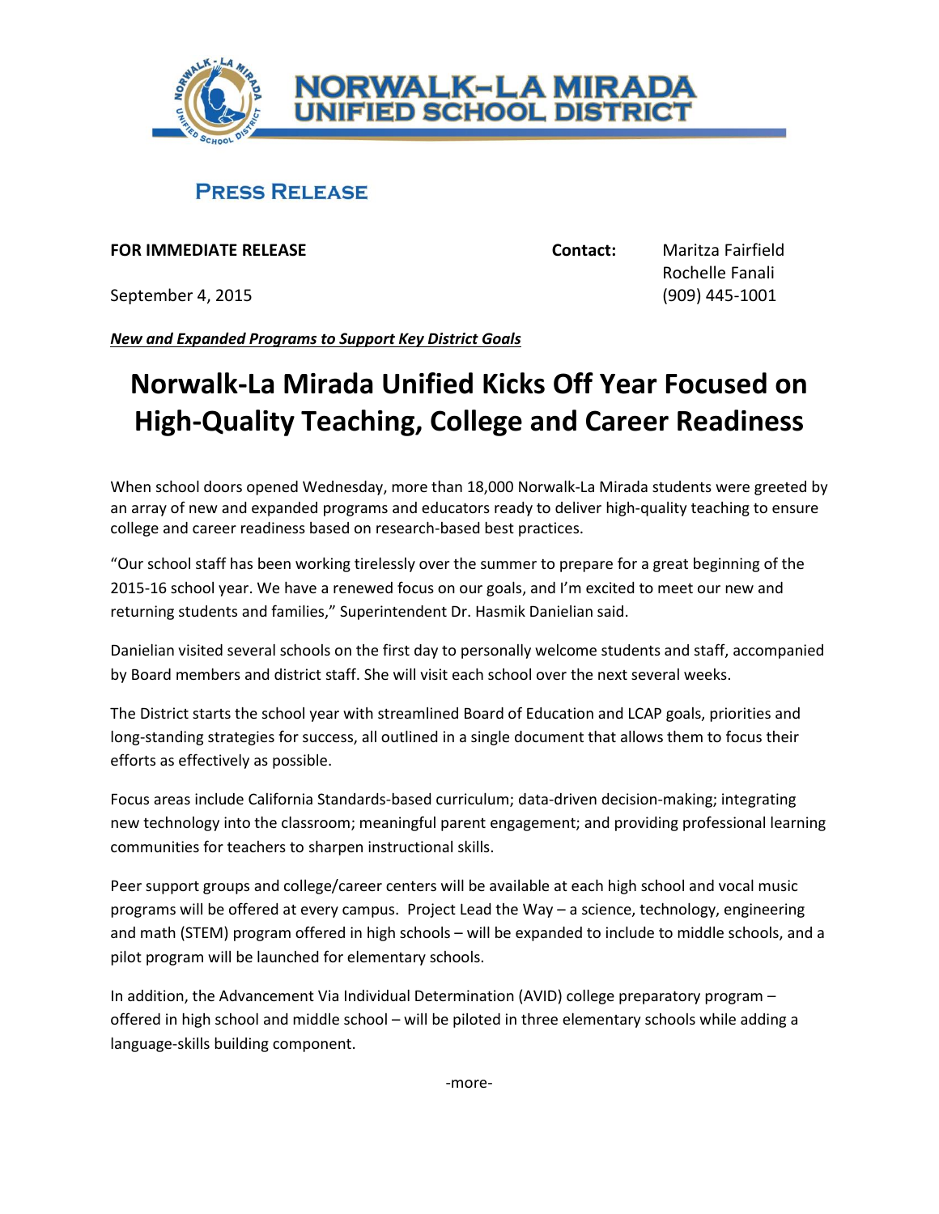**NORWALK–LA MIRADA UNIFIED SCHOOL DISTRICT**

**PRESS RELEASE**

**FOR IMMEDIATE RELEASE**

September 4, 2015

**Contact:** Maritza Fairfield
Rochelle Fanali
(909) 445-1001

***New and Expanded Programs to Support Key District Goals***

# Norwalk-La Mirada Unified Kicks Off Year Focused on High-Quality Teaching, College and Career Readiness

When school doors opened Wednesday, more than 18,000 Norwalk-La Mirada students were greeted by an array of new and expanded programs and educators ready to deliver high-quality teaching to ensure college and career readiness based on research-based best practices.

"Our school staff has been working tirelessly over the summer to prepare for a great beginning of the 2015-16 school year. We have a renewed focus on our goals, and I'm excited to meet our new and returning students and families," Superintendent Dr. Hasmik Danielian said.

Danielian visited several schools on the first day to personally welcome students and staff, accompanied by Board members and district staff. She will visit each school over the next several weeks.

The District starts the school year with streamlined Board of Education and LCAP goals, priorities and long-standing strategies for success, all outlined in a single document that allows them to focus their efforts as effectively as possible.

Focus areas include California Standards-based curriculum; data-driven decision-making; integrating new technology into the classroom; meaningful parent engagement; and providing professional learning communities for teachers to sharpen instructional skills.

Peer support groups and college/career centers will be available at each high school and vocal music programs will be offered at every campus. Project Lead the Way – a science, technology, engineering and math (STEM) program offered in high schools – will be expanded to include to middle schools, and a pilot program will be launched for elementary schools.

In addition, the Advancement Via Individual Determination (AVID) college preparatory program – offered in high school and middle school – will be piloted in three elementary schools while adding a language-skills building component.

-more-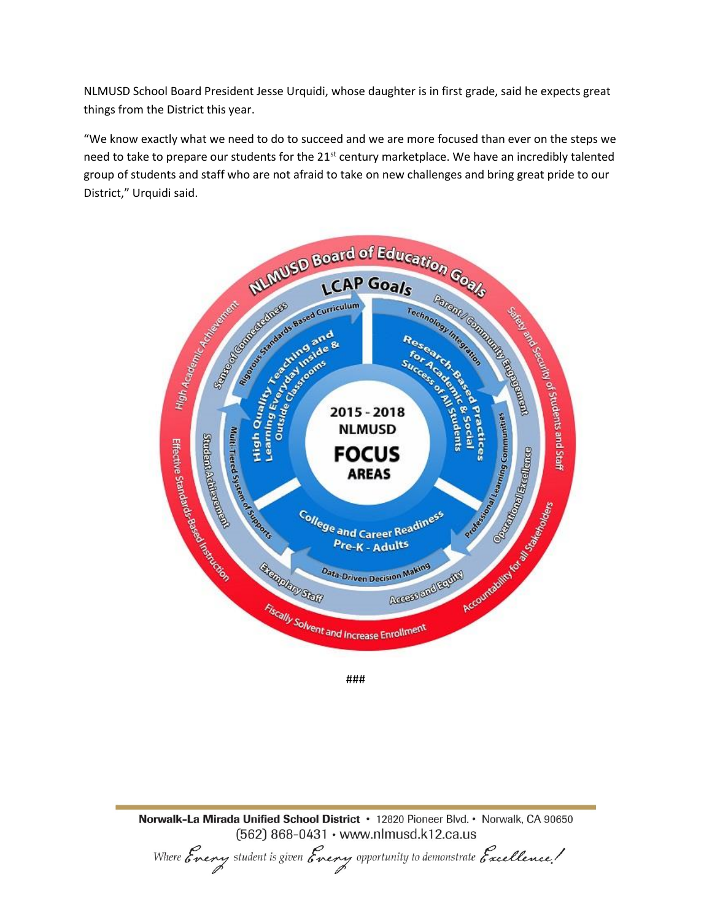NLMUSD School Board President Jesse Urquidi, whose daughter is in first grade, said he expects great things from the District this year.

"We know exactly what we need to do to succeed and we are more focused than ever on the steps we need to take to prepare our students for the 21st century marketplace. We have an incredibly talented group of students and staff who are not afraid to take on new challenges and bring great pride to our District," Urquidi said.

NLMUSD Board of Education Goals

High Academic Achievement

Safety and Security of Students and Staff

Accountability for all Stakeholders

Fiscally Solvent and Increase Enrollment

Effective Standards-Based Instruction

LCAP Goals

Parent / Community Engagement

Operational Excellence

Access and Equity

Exemplary Staff

Student Achievement

Sense of Connectedness

Rigorous Standards-Based Curriculum

Technology Integration

Professional Learning Communities

Data-Driven Decision Making

Multi-Tiered System of Supports

High Quality Teaching and Learning Everyday Inside & Outside Classrooms

Research-Based Practices for Academic & Social Success of All Students

College and Career Readiness Pre-K - Adults

2015 - 2018

NLMUSD

FOCUS

AREAS

###